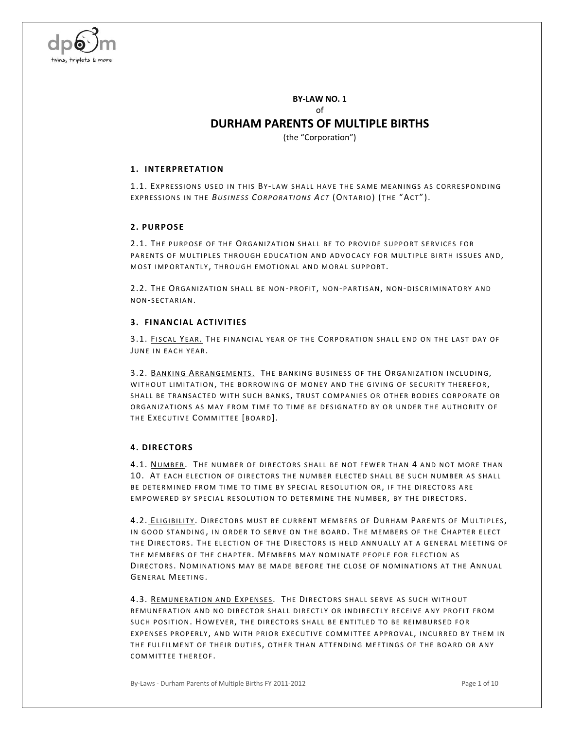**BY-LAW NO. 1**

of

# DURHAM PARENTS OF MULTIPLE BIRTHS

(the "Corporation")

## 1. INTERPRETATION

1.1. Expressions used in this By-law shall have the same meanings as corresponding expressions in the *Business Corporations Act* (Ontario) (the "Act").

## 2. PURPOSE

2.1. The purpose of the Organization shall be to provide support services for parents of multiples through education and advocacy for multiple birth issues and, most importantly, through emotional and moral support.

2.2. The Organization shall be non-profit, non-partisan, non-discriminatory and non-sectarian.

## 3. FINANCIAL ACTIVITIES

3.1. Fiscal Year. The financial year of the Corporation shall end on the last day of June in each year.

3.2. Banking Arrangements. The banking business of the Organization including, without limitation, the borrowing of money and the giving of security therefor, shall be transacted with such banks, trust companies or other bodies corporate or organizations as may from time to time be designated by or under the authority of the Executive Committee [board].

## 4. DIRECTORS

4.1. Number. The number of directors shall be not fewer than 4 and not more than 10. At each election of directors the number elected shall be such number as shall be determined from time to time by special resolution or, if the directors are empowered by special resolution to determine the number, by the directors.

4.2. Eligibility. Directors must be current members of Durham Parents of Multiples, in good standing, in order to serve on the board. The members of the Chapter elect the Directors. The election of the Directors is held annually at a general meeting of the members of the chapter. Members may nominate people for election as Directors. Nominations may be made before the close of nominations at the Annual General Meeting.

4.3. Remuneration and Expenses. The Directors shall serve as such without remuneration and no director shall directly or indirectly receive any profit from such position. However, the directors shall be entitled to be reimbursed for expenses properly, and with prior executive committee approval, incurred by them in the fulfilment of their duties, other than attending meetings of the board or any committee thereof.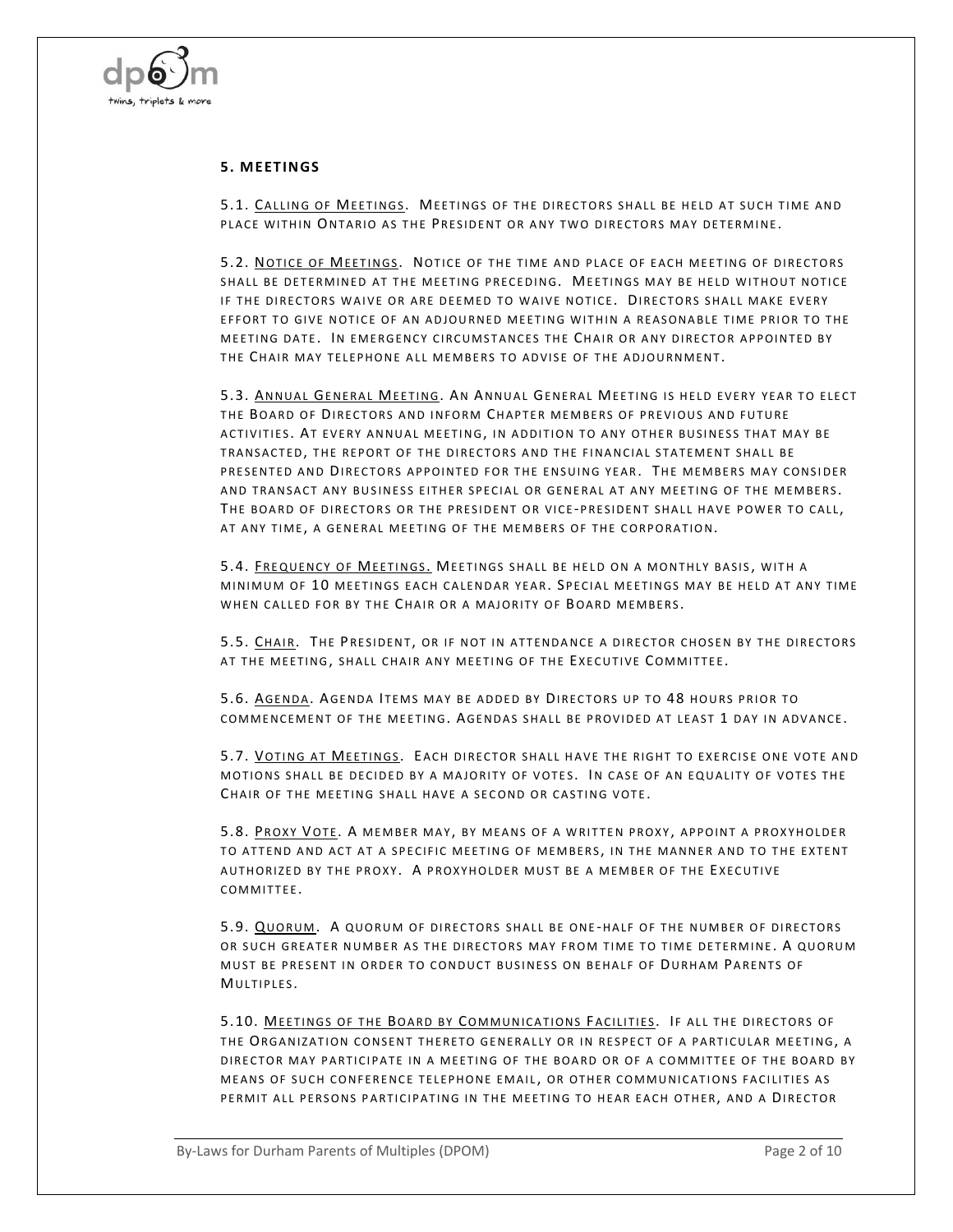## 5. MEETINGS

5.1. <u>Calling of Meetings</u>. Meetings of the directors shall be held at such time and place within Ontario as the President or any two directors may determine.

5.2. <u>Notice of Meetings</u>. Notice of the time and place of each meeting of directors shall be determined at the meeting preceding. Meetings may be held without notice if the directors waive or are deemed to waive notice. Directors shall make every effort to give notice of an adjourned meeting within a reasonable time prior to the meeting date. In emergency circumstances the Chair or any director appointed by the Chair may telephone all members to advise of the adjournment.

5.3. <u>Annual General Meeting</u>. An Annual General Meeting is held every year to elect the Board of Directors and inform Chapter members of previous and future activities. At every annual meeting, in addition to any other business that may be transacted, the report of the directors and the financial statement shall be presented and Directors appointed for the ensuing year. The members may consider and transact any business either special or general at any meeting of the members. The board of directors or the president or vice-president shall have power to call, at any time, a general meeting of the members of the corporation.

5.4. <u>Frequency of Meetings.</u> Meetings shall be held on a monthly basis, with a minimum of 10 meetings each calendar year. Special meetings may be held at any time when called for by the Chair or a majority of Board members.

5.5. <u>Chair</u>. The President, or if not in attendance a director chosen by the directors at the meeting, shall chair any meeting of the Executive Committee.

5.6. <u>Agenda</u>. Agenda Items may be added by Directors up to 48 hours prior to commencement of the meeting. Agendas shall be provided at least 1 day in advance.

5.7. <u>Voting at Meetings</u>. Each director shall have the right to exercise one vote and motions shall be decided by a majority of votes. In case of an equality of votes the Chair of the meeting shall have a second or casting vote.

5.8. <u>Proxy Vote</u>. A member may, by means of a written proxy, appoint a proxyholder to attend and act at a specific meeting of members, in the manner and to the extent authorized by the proxy. A proxyholder must be a member of the Executive committee.

5.9. <u>Quorum</u>. A quorum of directors shall be one-half of the number of directors or such greater number as the directors may from time to time determine. A quorum must be present in order to conduct business on behalf of Durham Parents of Multiples.

5.10. <u>Meetings of the Board by Communications Facilities</u>. If all the directors of the Organization consent thereto generally or in respect of a particular meeting, a director may participate in a meeting of the board or of a committee of the board by means of such conference telephone email, or other communications facilities as permit all persons participating in the meeting to hear each other, and a Director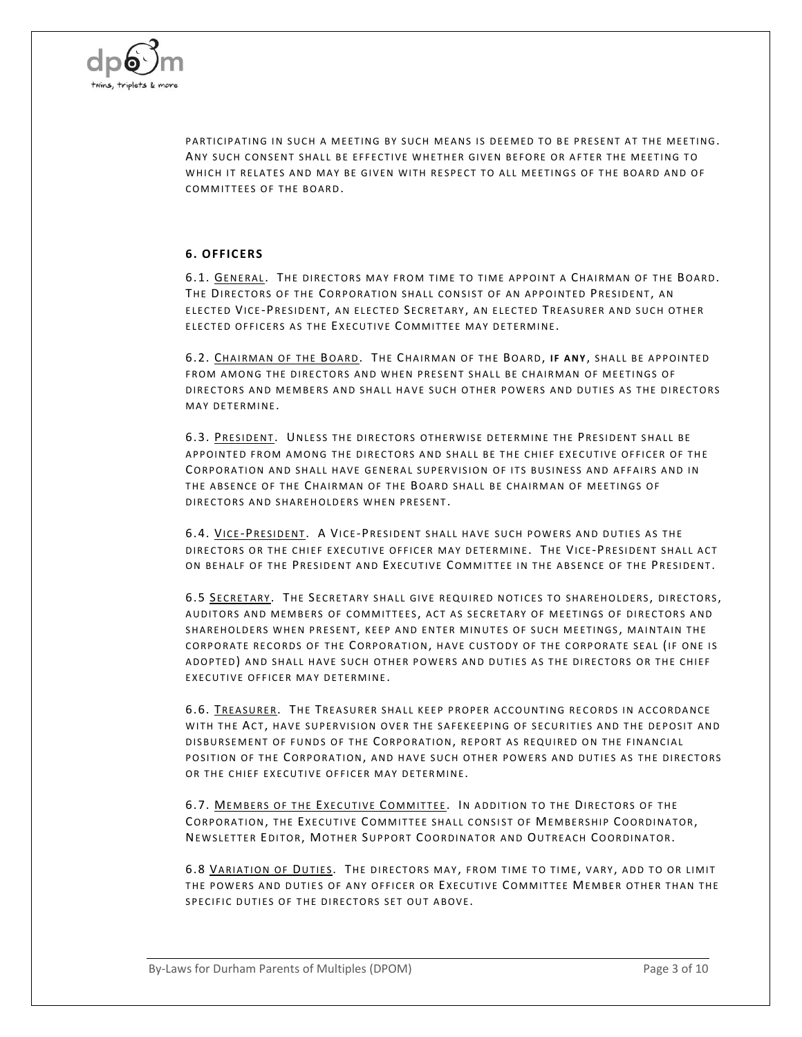participating in such a meeting by such means is deemed to be present at the meeting. Any such consent shall be effective whether given before or after the meeting to which it relates and may be given with respect to all meetings of the board and of committees of the board.

## 6. OFFICERS

6.1. General. The directors may from time to time appoint a Chairman of the Board. The Directors of the Corporation shall consist of an appointed President, an elected Vice-President, an elected Secretary, an elected Treasurer and such other elected officers as the Executive Committee may determine.

6.2. Chairman of the Board. The Chairman of the Board, **if any**, shall be appointed from among the directors and when present shall be chairman of meetings of directors and members and shall have such other powers and duties as the directors may determine.

6.3. President. Unless the directors otherwise determine the President shall be appointed from among the directors and shall be the chief executive officer of the Corporation and shall have general supervision of its business and affairs and in the absence of the Chairman of the Board shall be chairman of meetings of directors and shareholders when present.

6.4. Vice-President. A Vice-President shall have such powers and duties as the directors or the chief executive officer may determine. The Vice-President shall act on behalf of the President and Executive Committee in the absence of the President.

6.5 Secretary. The Secretary shall give required notices to shareholders, directors, auditors and members of committees, act as secretary of meetings of directors and shareholders when present, keep and enter minutes of such meetings, maintain the corporate records of the Corporation, have custody of the corporate seal (if one is adopted) and shall have such other powers and duties as the directors or the chief executive officer may determine.

6.6. Treasurer. The Treasurer shall keep proper accounting records in accordance with the Act, have supervision over the safekeeping of securities and the deposit and disbursement of funds of the Corporation, report as required on the financial position of the Corporation, and have such other powers and duties as the directors or the chief executive officer may determine.

6.7. Members of the Executive Committee. In addition to the Directors of the Corporation, the Executive Committee shall consist of Membership Coordinator, Newsletter Editor, Mother Support Coordinator and Outreach Coordinator.

6.8 Variation of Duties. The directors may, from time to time, vary, add to or limit the powers and duties of any officer or Executive Committee Member other than the specific duties of the directors set out above.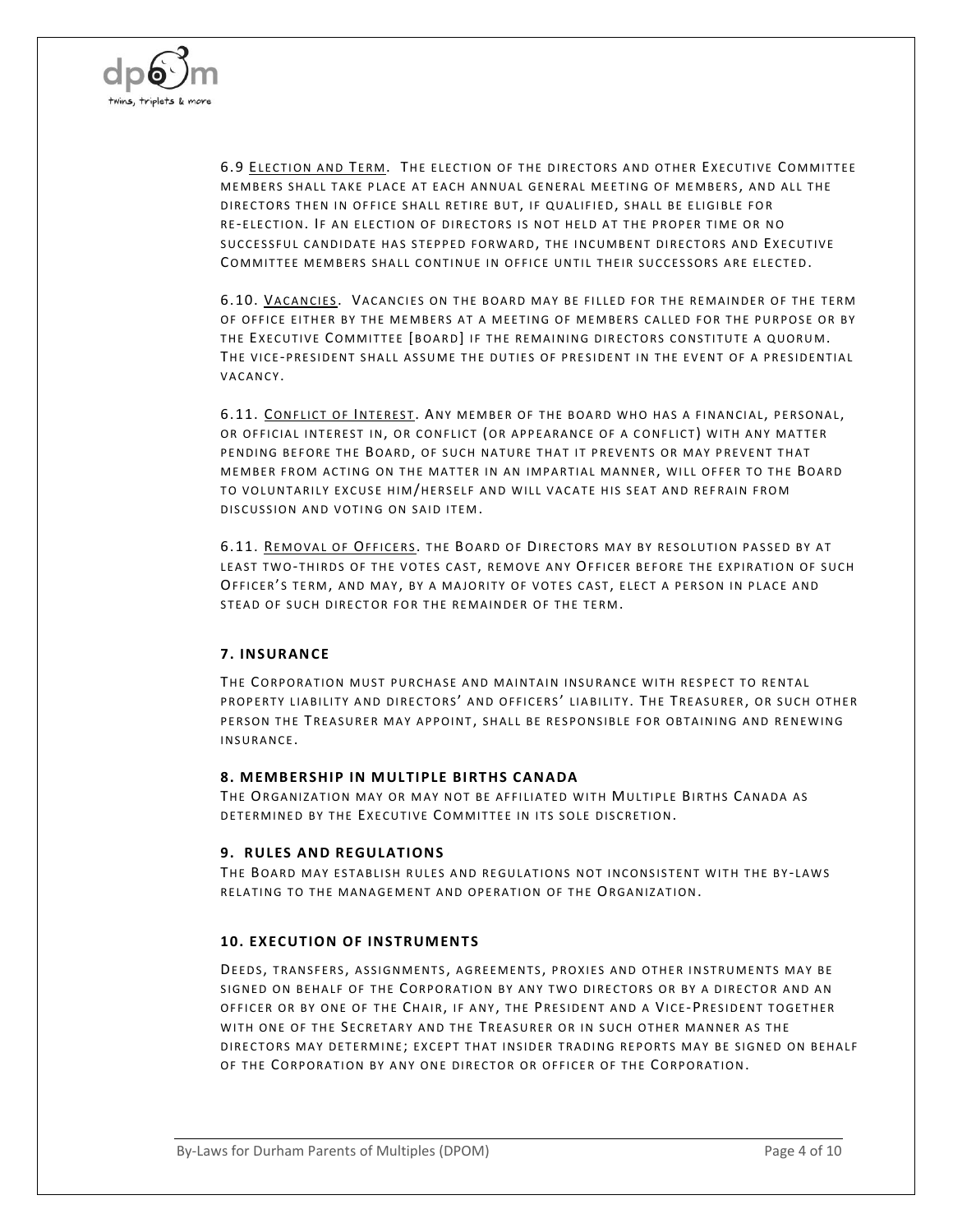6.9 <u>Election and Term</u>. The election of the directors and other Executive Committee members shall take place at each annual general meeting of members, and all the directors then in office shall retire but, if qualified, shall be eligible for re-election. If an election of directors is not held at the proper time or no successful candidate has stepped forward, the incumbent directors and Executive Committee members shall continue in office until their successors are elected.

6.10. <u>Vacancies</u>. Vacancies on the board may be filled for the remainder of the term of office either by the members at a meeting of members called for the purpose or by the Executive Committee [board] if the remaining directors constitute a quorum. The vice-president shall assume the duties of president in the event of a presidential vacancy.

6.11. <u>Conflict of Interest</u>. Any member of the board who has a financial, personal, or official interest in, or conflict (or appearance of a conflict) with any matter pending before the Board, of such nature that it prevents or may prevent that member from acting on the matter in an impartial manner, will offer to the Board to voluntarily excuse him/herself and will vacate his seat and refrain from discussion and voting on said item.

6.11. <u>Removal of Officers</u>. The Board of Directors may by resolution passed by at least two-thirds of the votes cast, remove any Officer before the expiration of such Officer's term, and may, by a majority of votes cast, elect a person in place and stead of such director for the remainder of the term.

### 7. INSURANCE

The Corporation must purchase and maintain insurance with respect to rental property liability and directors' and officers' liability. The Treasurer, or such other person the Treasurer may appoint, shall be responsible for obtaining and renewing insurance.

### 8. MEMBERSHIP IN MULTIPLE BIRTHS CANADA

The Organization may or may not be affiliated with Multiple Births Canada as determined by the Executive Committee in its sole discretion.

### 9. RULES AND REGULATIONS

The Board may establish rules and regulations not inconsistent with the by-laws relating to the management and operation of the Organization.

### 10. EXECUTION OF INSTRUMENTS

Deeds, transfers, assignments, agreements, proxies and other instruments may be signed on behalf of the Corporation by any two directors or by a director and an officer or by one of the Chair, if any, the President and a Vice-President together with one of the Secretary and the Treasurer or in such other manner as the directors may determine; except that insider trading reports may be signed on behalf of the Corporation by any one director or officer of the Corporation.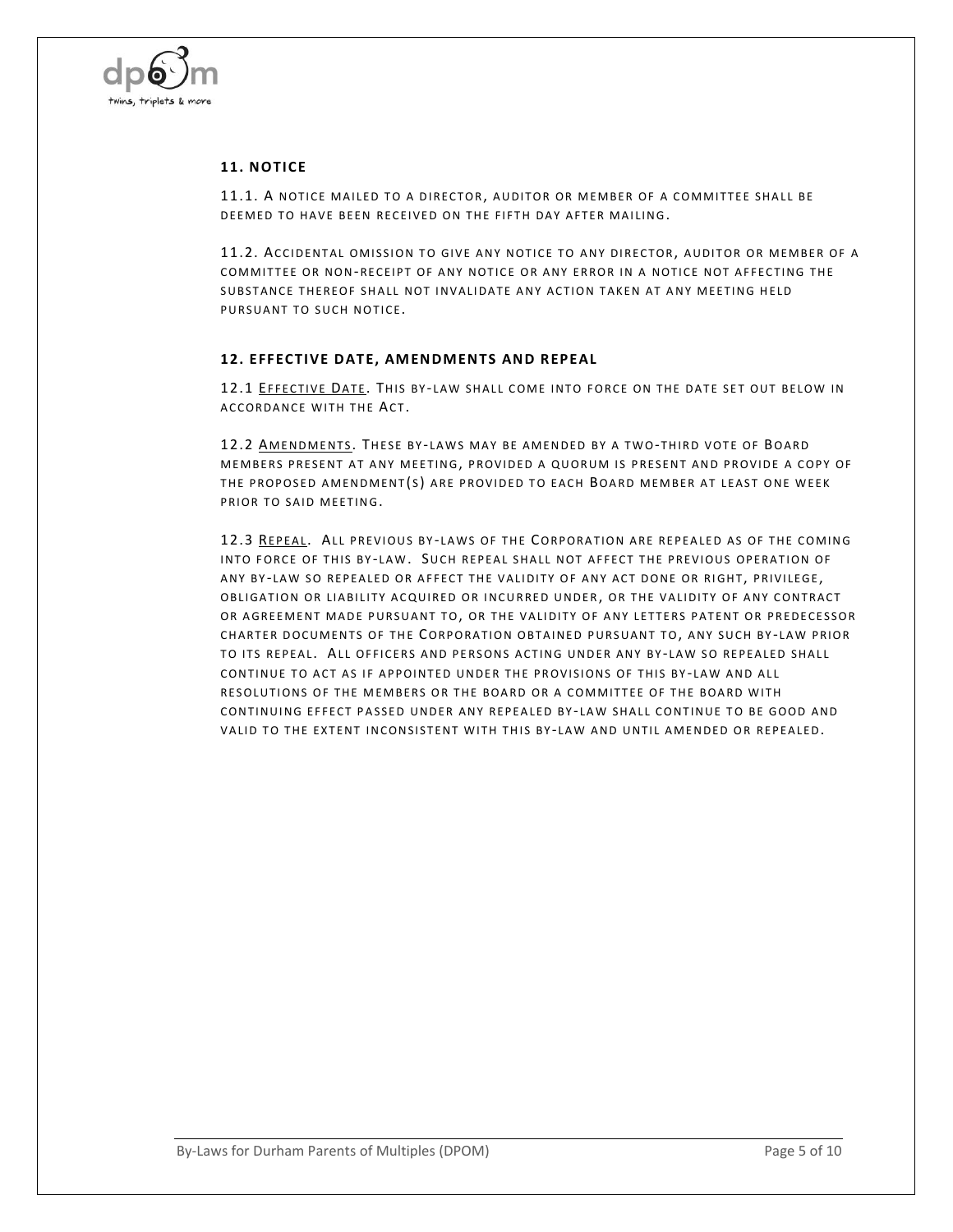### 11. NOTICE

11.1. A notice mailed to a director, auditor or member of a committee shall be deemed to have been received on the fifth day after mailing.

11.2. Accidental omission to give any notice to any director, auditor or member of a committee or non-receipt of any notice or any error in a notice not affecting the substance thereof shall not invalidate any action taken at any meeting held pursuant to such notice.

### 12. EFFECTIVE DATE, AMENDMENTS AND REPEAL

12.1 Effective Date. This by-law shall come into force on the date set out below in accordance with the Act.

12.2 Amendments. These by-laws may be amended by a two-third vote of Board members present at any meeting, provided a quorum is present and provide a copy of the proposed amendment(s) are provided to each Board member at least one week prior to said meeting.

12.3 Repeal. All previous by-laws of the Corporation are repealed as of the coming into force of this by-law. Such repeal shall not affect the previous operation of any by-law so repealed or affect the validity of any act done or right, privilege, obligation or liability acquired or incurred under, or the validity of any contract or agreement made pursuant to, or the validity of any letters patent or predecessor charter documents of the Corporation obtained pursuant to, any such by-law prior to its repeal. All officers and persons acting under any by-law so repealed shall continue to act as if appointed under the provisions of this by-law and all resolutions of the members or the board or a committee of the board with continuing effect passed under any repealed by-law shall continue to be good and valid to the extent inconsistent with this by-law and until amended or repealed.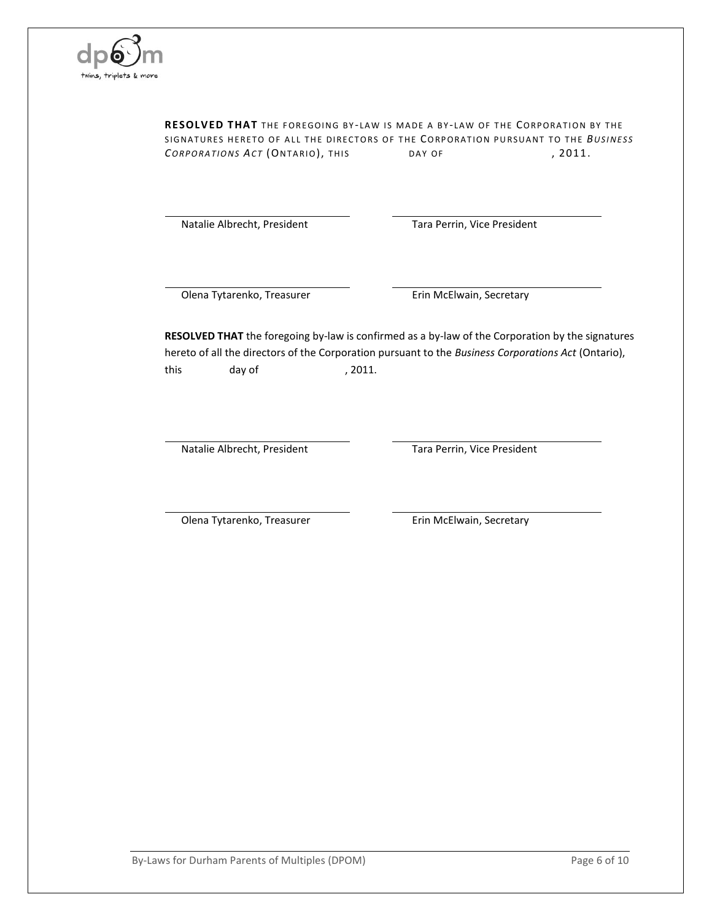**RESOLVED THAT** THE FOREGOING BY-LAW IS MADE A BY-LAW OF THE CORPORATION BY THE SIGNATURES HERETO OF ALL THE DIRECTORS OF THE CORPORATION PURSUANT TO THE *BUSINESS CORPORATIONS ACT* (ONTARIO), THIS ______ DAY OF ______________, 2011.

| | |
|---|---|
| Natalie Albrecht, President | Tara Perrin, Vice President |
| Olena Tytarenko, Treasurer | Erin McElwain, Secretary |

**RESOLVED THAT** the foregoing by-law is confirmed as a by-law of the Corporation by the signatures hereto of all the directors of the Corporation pursuant to the *Business Corporations Act* (Ontario), this ______ day of ______________, 2011.

| | |
|---|---|
| Natalie Albrecht, President | Tara Perrin, Vice President |
| Olena Tytarenko, Treasurer | Erin McElwain, Secretary |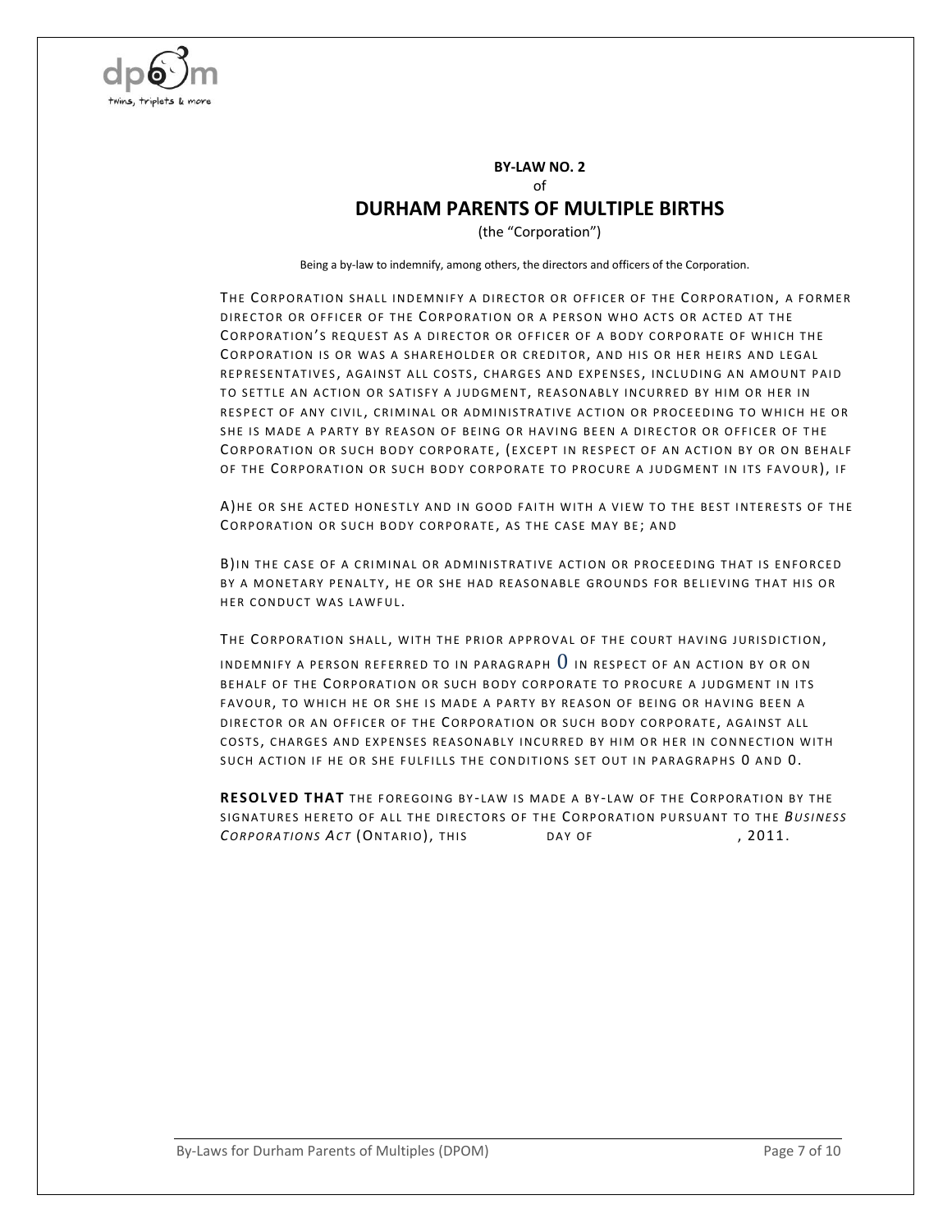**BY-LAW NO. 2**

of

## DURHAM PARENTS OF MULTIPLE BIRTHS

(the "Corporation")

Being a by-law to indemnify, among others, the directors and officers of the Corporation.

THE CORPORATION SHALL INDEMNIFY A DIRECTOR OR OFFICER OF THE CORPORATION, A FORMER DIRECTOR OR OFFICER OF THE CORPORATION OR A PERSON WHO ACTS OR ACTED AT THE CORPORATION'S REQUEST AS A DIRECTOR OR OFFICER OF A BODY CORPORATE OF WHICH THE CORPORATION IS OR WAS A SHAREHOLDER OR CREDITOR, AND HIS OR HER HEIRS AND LEGAL REPRESENTATIVES, AGAINST ALL COSTS, CHARGES AND EXPENSES, INCLUDING AN AMOUNT PAID TO SETTLE AN ACTION OR SATISFY A JUDGMENT, REASONABLY INCURRED BY HIM OR HER IN RESPECT OF ANY CIVIL, CRIMINAL OR ADMINISTRATIVE ACTION OR PROCEEDING TO WHICH HE OR SHE IS MADE A PARTY BY REASON OF BEING OR HAVING BEEN A DIRECTOR OR OFFICER OF THE CORPORATION OR SUCH BODY CORPORATE, (EXCEPT IN RESPECT OF AN ACTION BY OR ON BEHALF OF THE CORPORATION OR SUCH BODY CORPORATE TO PROCURE A JUDGMENT IN ITS FAVOUR), IF

A)HE OR SHE ACTED HONESTLY AND IN GOOD FAITH WITH A VIEW TO THE BEST INTERESTS OF THE CORPORATION OR SUCH BODY CORPORATE, AS THE CASE MAY BE; AND

B)IN THE CASE OF A CRIMINAL OR ADMINISTRATIVE ACTION OR PROCEEDING THAT IS ENFORCED BY A MONETARY PENALTY, HE OR SHE HAD REASONABLE GROUNDS FOR BELIEVING THAT HIS OR HER CONDUCT WAS LAWFUL.

THE CORPORATION SHALL, WITH THE PRIOR APPROVAL OF THE COURT HAVING JURISDICTION, INDEMNIFY A PERSON REFERRED TO IN PARAGRAPH 0 IN RESPECT OF AN ACTION BY OR ON BEHALF OF THE CORPORATION OR SUCH BODY CORPORATE TO PROCURE A JUDGMENT IN ITS FAVOUR, TO WHICH HE OR SHE IS MADE A PARTY BY REASON OF BEING OR HAVING BEEN A DIRECTOR OR AN OFFICER OF THE CORPORATION OR SUCH BODY CORPORATE, AGAINST ALL COSTS, CHARGES AND EXPENSES REASONABLY INCURRED BY HIM OR HER IN CONNECTION WITH SUCH ACTION IF HE OR SHE FULFILLS THE CONDITIONS SET OUT IN PARAGRAPHS 0 AND 0.

**RESOLVED THAT** THE FOREGOING BY-LAW IS MADE A BY-LAW OF THE CORPORATION BY THE SIGNATURES HERETO OF ALL THE DIRECTORS OF THE CORPORATION PURSUANT TO THE *BUSINESS CORPORATIONS ACT* (ONTARIO), THIS DAY OF , 2011.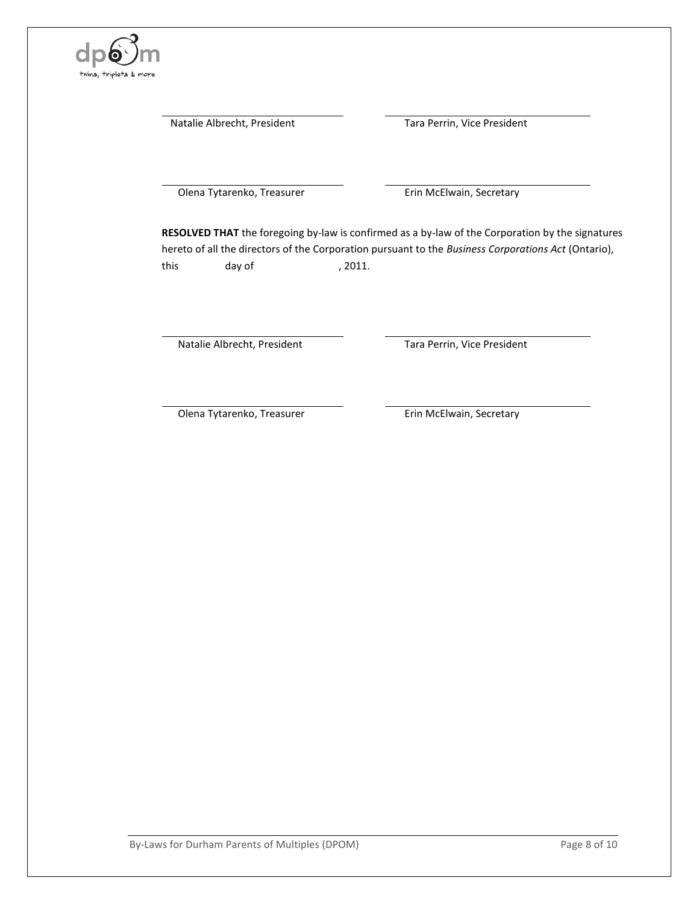\_\_\_\_\_\_\_\_\_\_\_\_\_\_\_\_\_\_\_\_\_\_\_\_\_\_\_\_\_\_
Natalie Albrecht, President

\_\_\_\_\_\_\_\_\_\_\_\_\_\_\_\_\_\_\_\_\_\_\_\_\_\_\_\_\_\_
Tara Perrin, Vice President

\_\_\_\_\_\_\_\_\_\_\_\_\_\_\_\_\_\_\_\_\_\_\_\_\_\_\_\_\_\_
Olena Tytarenko, Treasurer

\_\_\_\_\_\_\_\_\_\_\_\_\_\_\_\_\_\_\_\_\_\_\_\_\_\_\_\_\_\_
Erin McElwain, Secretary

**RESOLVED THAT** the foregoing by-law is confirmed as a by-law of the Corporation by the signatures hereto of all the directors of the Corporation pursuant to the *Business Corporations Act* (Ontario), this          day of                    , 2011.

\_\_\_\_\_\_\_\_\_\_\_\_\_\_\_\_\_\_\_\_\_\_\_\_\_\_\_\_\_\_
Natalie Albrecht, President

\_\_\_\_\_\_\_\_\_\_\_\_\_\_\_\_\_\_\_\_\_\_\_\_\_\_\_\_\_\_
Tara Perrin, Vice President

\_\_\_\_\_\_\_\_\_\_\_\_\_\_\_\_\_\_\_\_\_\_\_\_\_\_\_\_\_\_
Olena Tytarenko, Treasurer

\_\_\_\_\_\_\_\_\_\_\_\_\_\_\_\_\_\_\_\_\_\_\_\_\_\_\_\_\_\_
Erin McElwain, Secretary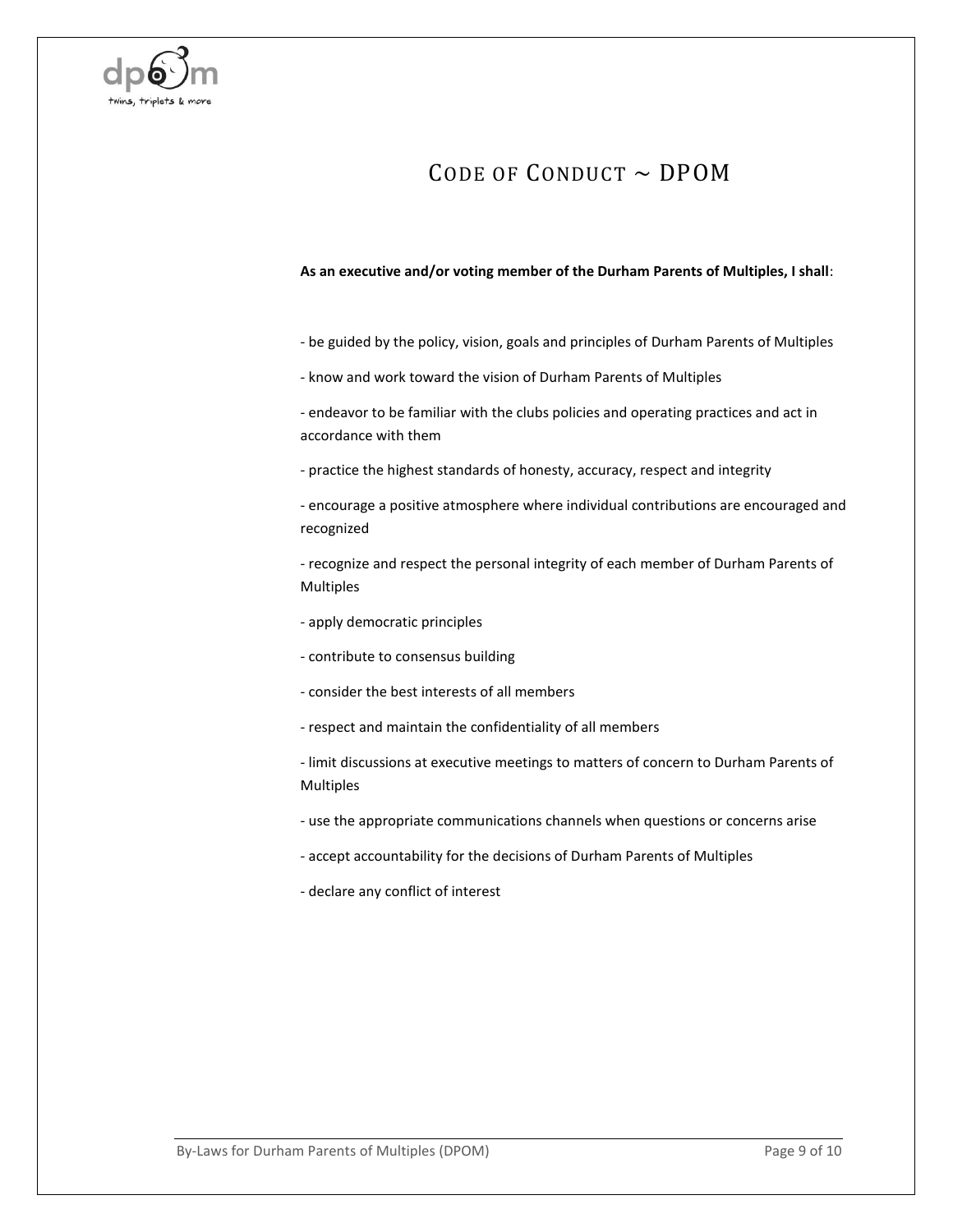# CODE OF CONDUCT ~ DPOM

**As an executive and/or voting member of the Durham Parents of Multiples, I shall**:

- be guided by the policy, vision, goals and principles of Durham Parents of Multiples
- know and work toward the vision of Durham Parents of Multiples
- endeavor to be familiar with the clubs policies and operating practices and act in accordance with them
- practice the highest standards of honesty, accuracy, respect and integrity
- encourage a positive atmosphere where individual contributions are encouraged and recognized
- recognize and respect the personal integrity of each member of Durham Parents of Multiples
- apply democratic principles
- contribute to consensus building
- consider the best interests of all members
- respect and maintain the confidentiality of all members
- limit discussions at executive meetings to matters of concern to Durham Parents of Multiples
- use the appropriate communications channels when questions or concerns arise
- accept accountability for the decisions of Durham Parents of Multiples
- declare any conflict of interest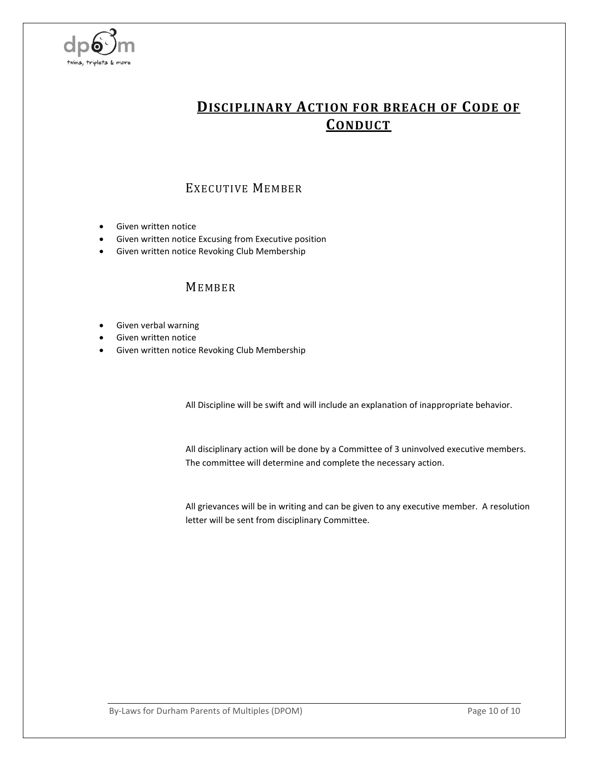# Disciplinary Action for breach of Code of Conduct

## Executive Member

- Given written notice
- Given written notice Excusing from Executive position
- Given written notice Revoking Club Membership

## Member

- Given verbal warning
- Given written notice
- Given written notice Revoking Club Membership

All Discipline will be swift and will include an explanation of inappropriate behavior.

All disciplinary action will be done by a Committee of 3 uninvolved executive members. The committee will determine and complete the necessary action.

All grievances will be in writing and can be given to any executive member. A resolution letter will be sent from disciplinary Committee.